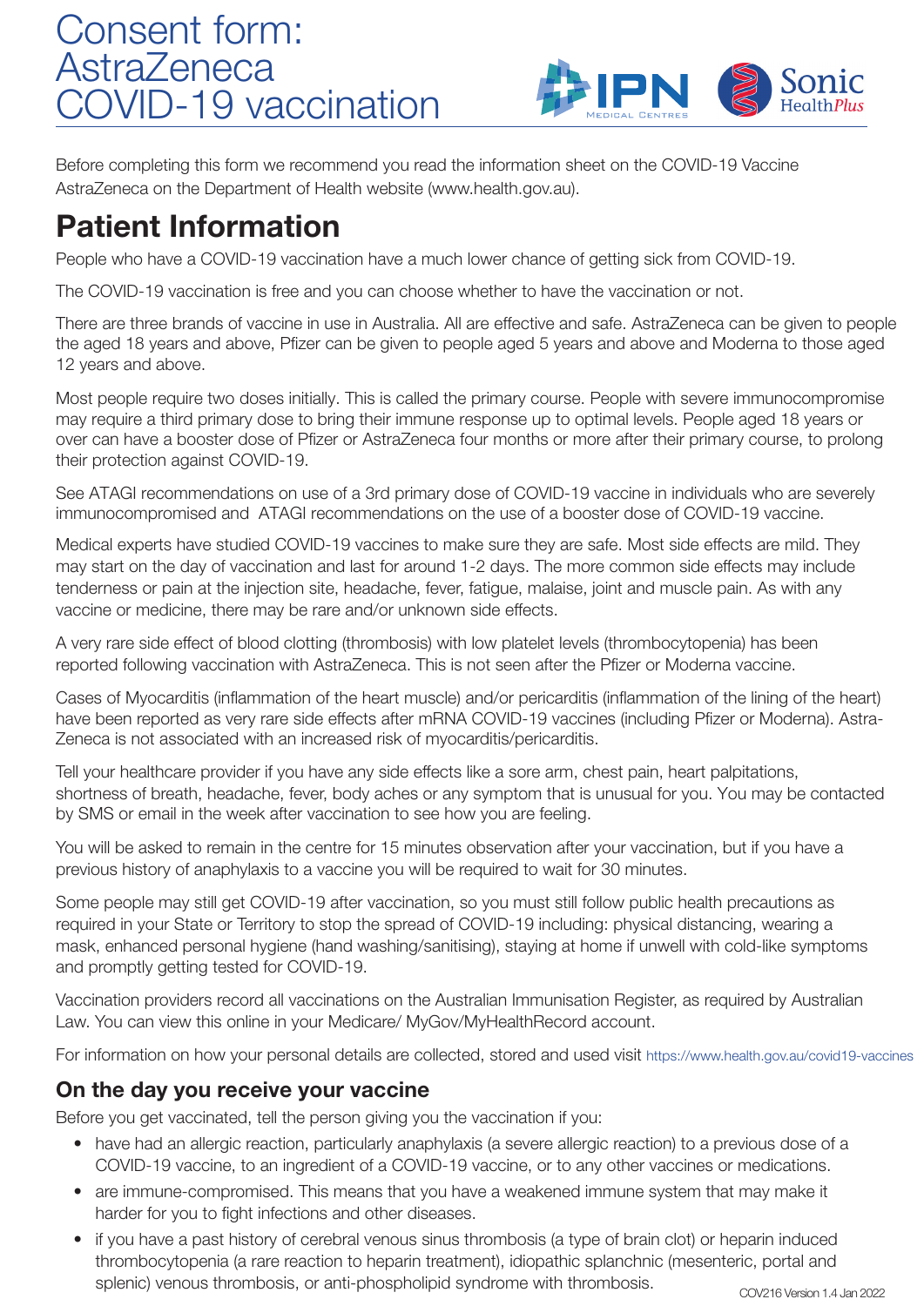# Consent form: AstraZeneca COVID-19 vaccination

Before completing this form we recommend you read the information sheet on the COVID-19 Vaccine AstraZeneca on the Department of Health website (www.health.gov.au).

## Patient Information

People who have a COVID-19 vaccination have a much lower chance of getting sick from COVID-19.

The COVID-19 vaccination is free and you can choose whether to have the vaccination or not.

There are three brands of vaccine in use in Australia. All are effective and safe. AstraZeneca can be given to people the aged 18 years and above, Pfizer can be given to people aged 5 years and above and Moderna to those aged 12 years and above.

Most people require two doses initially. This is called the primary course. People with severe immunocompromise may require a third primary dose to bring their immune response up to optimal levels. People aged 18 years or over can have a booster dose of Pfizer or AstraZeneca four months or more after their primary course, to prolong their protection against COVID-19.

See ATAGI recommendations on use of a 3rd primary dose of COVID-19 vaccine in individuals who are severely immunocompromised and ATAGI recommendations on the use of a booster dose of COVID-19 vaccine.

Medical experts have studied COVID-19 vaccines to make sure they are safe. Most side effects are mild. They may start on the day of vaccination and last for around 1-2 days. The more common side effects may include tenderness or pain at the injection site, headache, fever, fatigue, malaise, joint and muscle pain. As with any vaccine or medicine, there may be rare and/or unknown side effects.

A very rare side effect of blood clotting (thrombosis) with low platelet levels (thrombocytopenia) has been reported following vaccination with AstraZeneca. This is not seen after the Pfizer or Moderna vaccine.

Cases of Myocarditis (inflammation of the heart muscle) and/or pericarditis (inflammation of the lining of the heart) have been reported as very rare side effects after mRNA COVID-19 vaccines (including Pfizer or Moderna). Astra-Zeneca is not associated with an increased risk of myocarditis/pericarditis.

Tell your healthcare provider if you have any side effects like a sore arm, chest pain, heart palpitations, shortness of breath, headache, fever, body aches or any symptom that is unusual for you. You may be contacted by SMS or email in the week after vaccination to see how you are feeling.

You will be asked to remain in the centre for 15 minutes observation after your vaccination, but if you have a previous history of anaphylaxis to a vaccine you will be required to wait for 30 minutes.

Some people may still get COVID-19 after vaccination, so you must still follow public health precautions as required in your State or Territory to stop the spread of COVID-19 including: physical distancing, wearing a mask, enhanced personal hygiene (hand washing/sanitising), staying at home if unwell with cold-like symptoms and promptly getting tested for COVID-19.

Vaccination providers record all vaccinations on the Australian Immunisation Register, as required by Australian Law. You can view this online in your Medicare/ MyGov/MyHealthRecord account.

For information on how your personal details are collected, stored and used visit https://www.health.gov.au/covid19-vaccines

### On the day you receive your vaccine

Before you get vaccinated, tell the person giving you the vaccination if you:

- have had an allergic reaction, particularly anaphylaxis (a severe allergic reaction) to a previous dose of a COVID-19 vaccine, to an ingredient of a COVID-19 vaccine, or to any other vaccines or medications.
- are immune-compromised. This means that you have a weakened immune system that may make it harder for you to fight infections and other diseases.
- if you have a past history of cerebral venous sinus thrombosis (a type of brain clot) or heparin induced thrombocytopenia (a rare reaction to heparin treatment), idiopathic splanchnic (mesenteric, portal and splenic) venous thrombosis, or anti-phospholipid syndrome with thrombosis.

COV216 Version 1.4 Jan 2022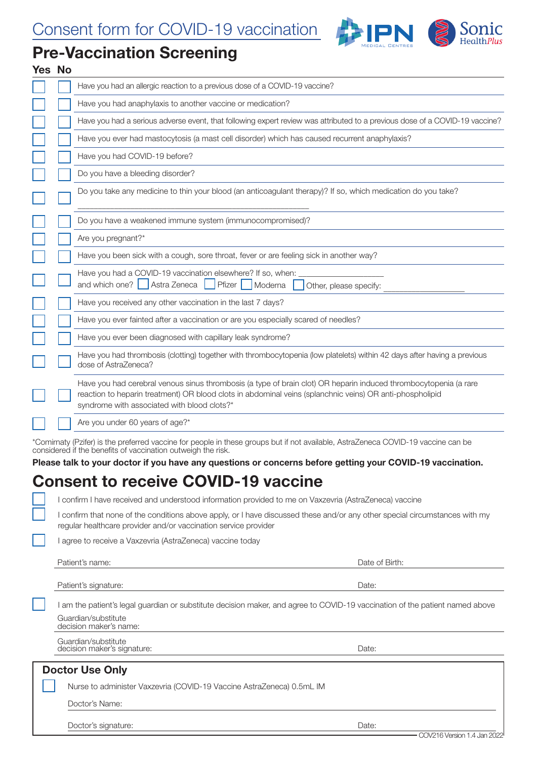# Consent form for COVID-19 vaccination

## Pre-Vaccination Screening

| Yes | No | |
|---|---|---|
| ☐ | ☐ | Have you had an allergic reaction to a previous dose of a COVID-19 vaccine? |
| ☐ | ☐ | Have you had anaphylaxis to another vaccine or medication? |
| ☐ | ☐ | Have you had a serious adverse event, that following expert review was attributed to a previous dose of a COVID-19 vaccine? |
| ☐ | ☐ | Have you ever had mastocytosis (a mast cell disorder) which has caused recurrent anaphylaxis? |
| ☐ | ☐ | Have you had COVID-19 before? |
| ☐ | ☐ | Do you have a bleeding disorder? |
| ☐ | ☐ | Do you take any medicine to thin your blood (an anticoagulant therapy)? If so, which medication do you take? ______________________ |
| ☐ | ☐ | Do you have a weakened immune system (immunocompromised)? |
| ☐ | ☐ | Are you pregnant?* |
| ☐ | ☐ | Have you been sick with a cough, sore throat, fever or are feeling sick in another way? |
| ☐ | ☐ | Have you had a COVID-19 vaccination elsewhere? If so, when: ______________ and which one? ☐ Astra Zeneca ☐ Pfizer ☐ Moderna ☐ Other, please specify: ______________ |
| ☐ | ☐ | Have you received any other vaccination in the last 7 days? |
| ☐ | ☐ | Have you ever fainted after a vaccination or are you especially scared of needles? |
| ☐ | ☐ | Have you ever been diagnosed with capillary leak syndrome? |
| ☐ | ☐ | Have you had thrombosis (clotting) together with thrombocytopenia (low platelets) within 42 days after having a previous dose of AstraZeneca? |
| ☐ | ☐ | Have you had cerebral venous sinus thrombosis (a type of brain clot) OR heparin induced thrombocytopenia (a rare reaction to heparin treatment) OR blood clots in abdominal veins (splanchnic veins) OR anti-phospholipid syndrome with associated with blood clots?* |
| ☐ | ☐ | Are you under 60 years of age?* |

*Comirnaty (Pzifer) is the preferred vaccine for people in these groups but if not available, AstraZeneca COVID-19 vaccine can be considered if the benefits of vaccination outweigh the risk.

**Please talk to your doctor if you have any questions or concerns before getting your COVID-19 vaccination.**

## Consent to receive COVID-19 vaccine

☐ I confirm I have received and understood information provided to me on Vaxzevria (AstraZeneca) vaccine

☐ I confirm that none of the conditions above apply, or I have discussed these and/or any other special circumstances with my regular healthcare provider and/or vaccination service provider

☐ I agree to receive a Vaxzevria (AstraZeneca) vaccine today

Patient's name: ______________________ Date of Birth: ______________

Patient's signature: ______________________ Date: ______________

☐ I am the patient's legal guardian or substitute decision maker, and agree to COVID-19 vaccination of the patient named above

Guardian/substitute decision maker's name: ______________________

Guardian/substitute decision maker's signature: ______________________ Date: ______________

### Doctor Use Only

☐ Nurse to administer Vaxzevria (COVID-19 Vaccine AstraZeneca) 0.5mL IM

Doctor's Name: ______________________

Doctor's signature: ______________________ Date: ______________

COV216 Version 1.4 Jan 2022